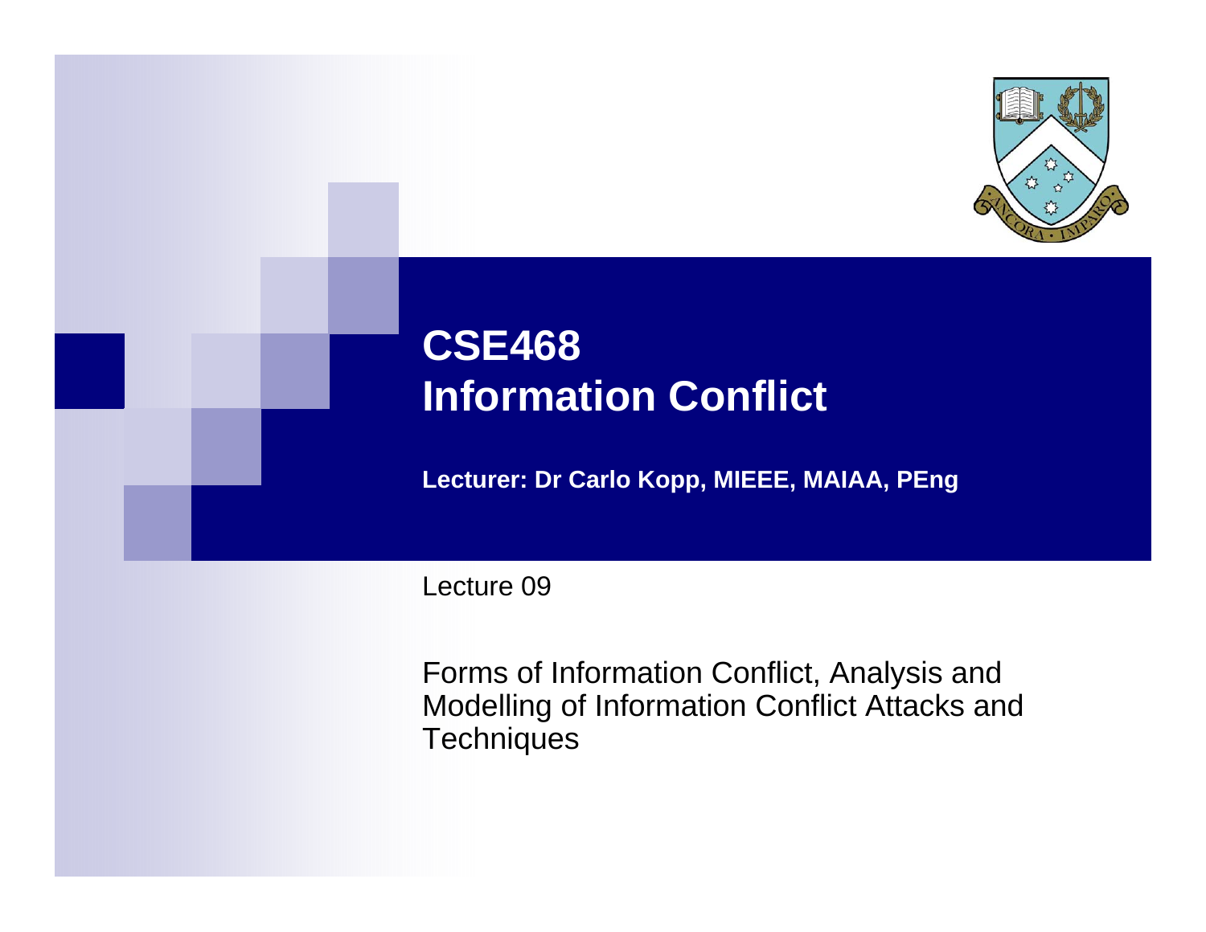# CSE468 Information Conflict

**Lecturer: Dr Carlo Kopp, MIEEE, MAIAA, PEng**

Lecture 09

Forms of Information Conflict, Analysis and Modelling of Information Conflict Attacks and Techniques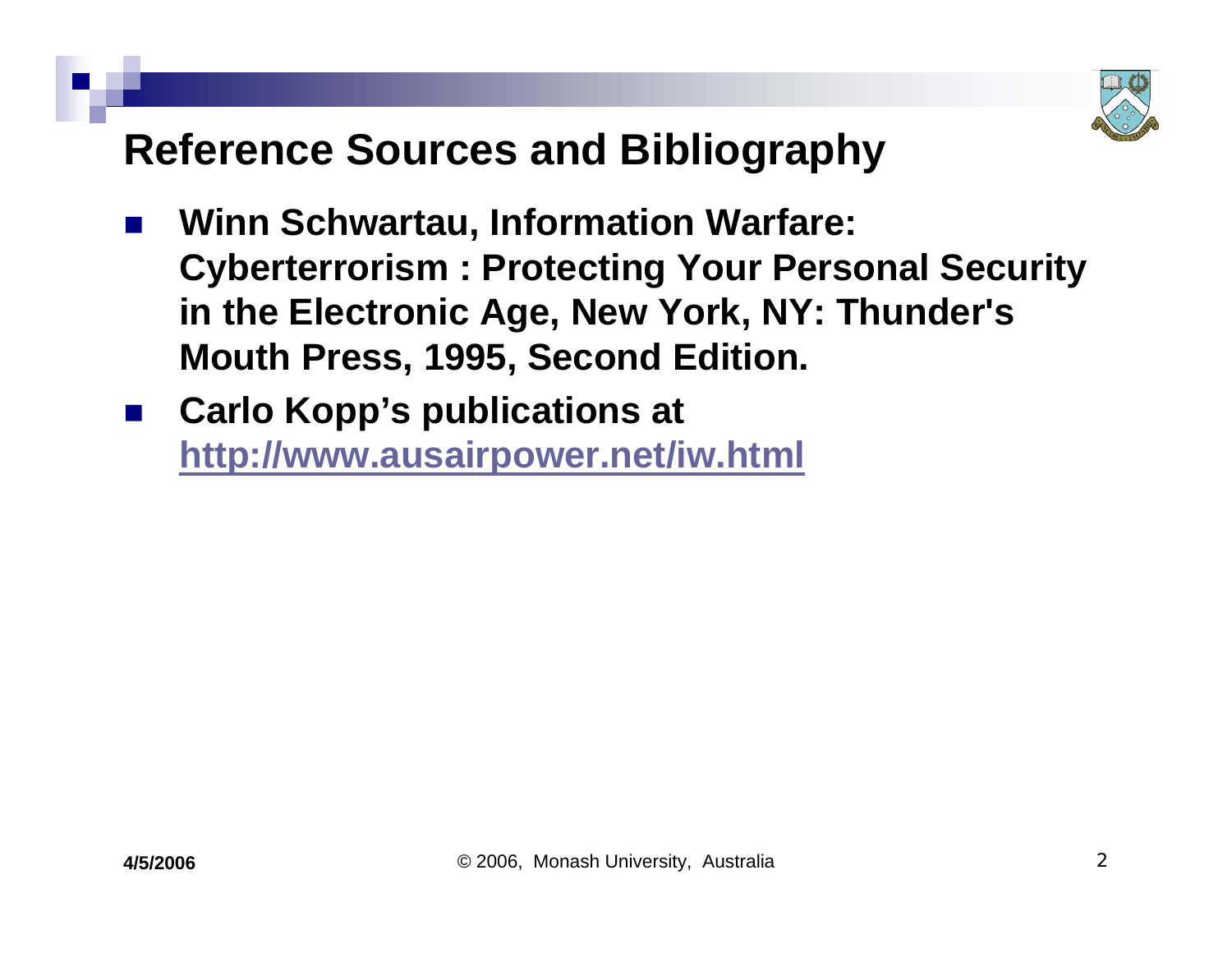# Reference Sources and Bibliography

- **Winn Schwartau, Information Warfare: Cyberterrorism : Protecting Your Personal Security in the Electronic Age, New York, NY: Thunder's Mouth Press, 1995, Second Edition.**
- **Carlo Kopp's publications at http://www.ausairpower.net/iw.html**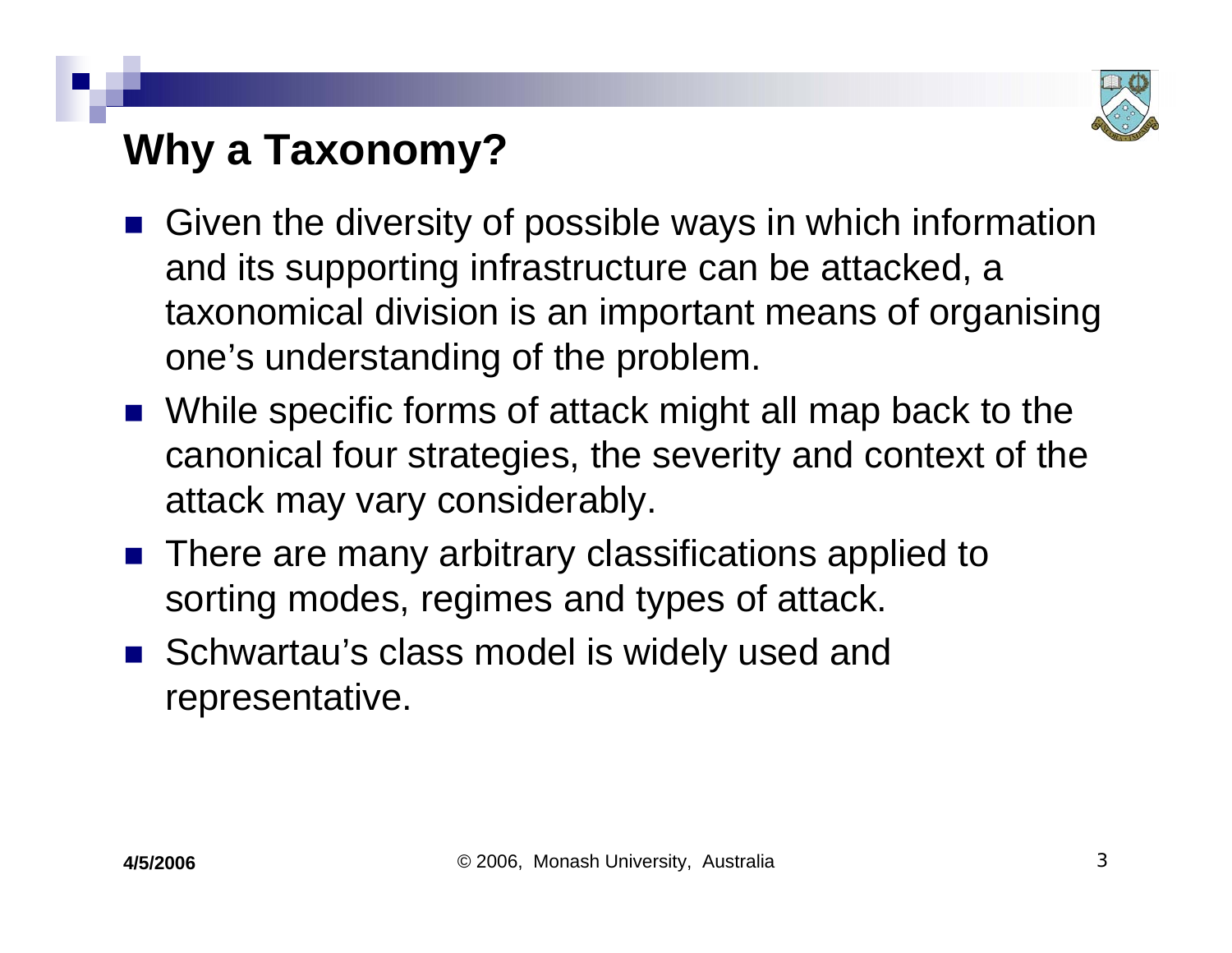# Why a Taxonomy?

- Given the diversity of possible ways in which information and its supporting infrastructure can be attacked, a taxonomical division is an important means of organising one's understanding of the problem.
- While specific forms of attack might all map back to the canonical four strategies, the severity and context of the attack may vary considerably.
- There are many arbitrary classifications applied to sorting modes, regimes and types of attack.
- Schwartau's class model is widely used and representative.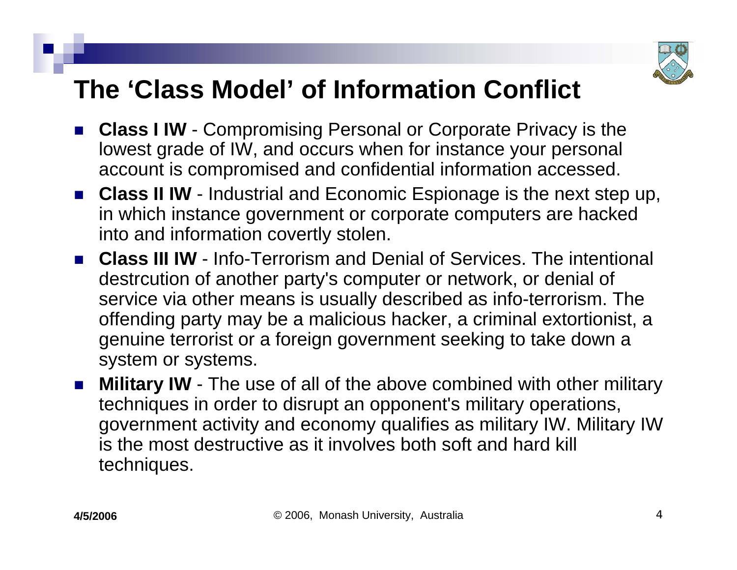# The 'Class Model' of Information Conflict

- **Class I IW** - Compromising Personal or Corporate Privacy is the lowest grade of IW, and occurs when for instance your personal account is compromised and confidential information accessed.
- **Class II IW** - Industrial and Economic Espionage is the next step up, in which instance government or corporate computers are hacked into and information covertly stolen.
- **Class III IW** - Info-Terrorism and Denial of Services. The intentional destrcution of another party's computer or network, or denial of service via other means is usually described as info-terrorism. The offending party may be a malicious hacker, a criminal extortionist, a genuine terrorist or a foreign government seeking to take down a system or systems.
- **Military IW** - The use of all of the above combined with other military techniques in order to disrupt an opponent's military operations, government activity and economy qualifies as military IW. Military IW is the most destructive as it involves both soft and hard kill techniques.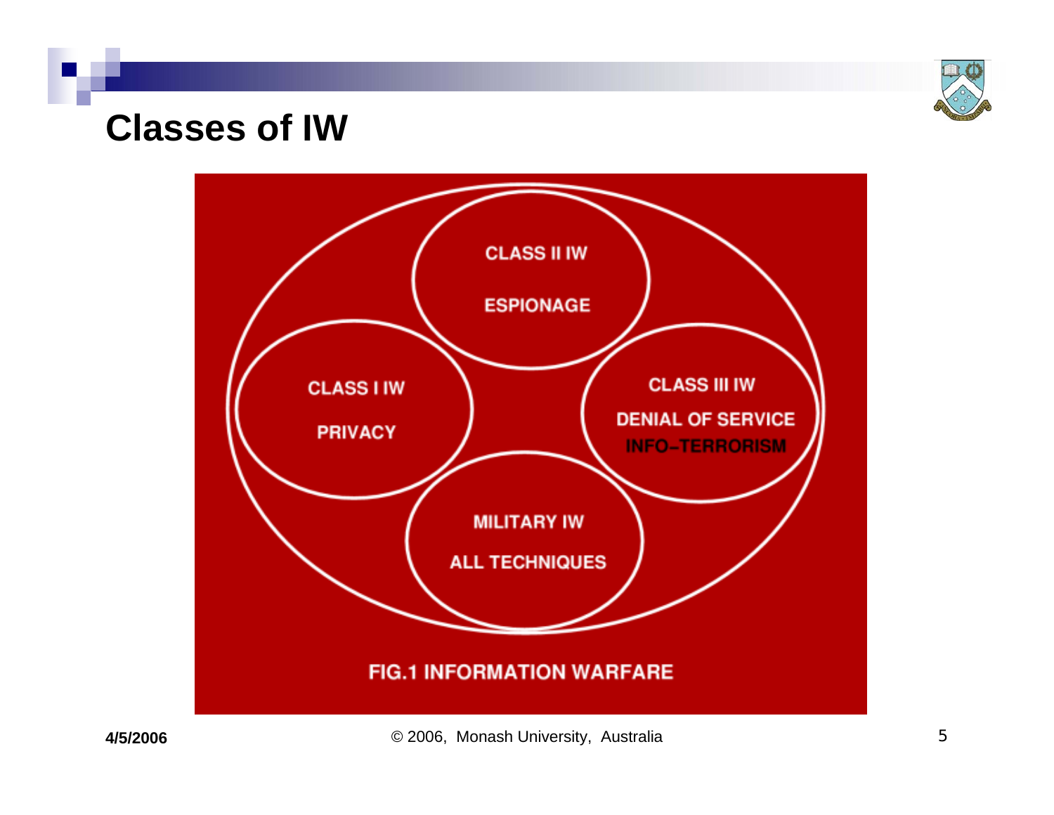# Classes of IW

CLASS II IW

ESPIONAGE

CLASS I IW

PRIVACY

CLASS III IW

DENIAL OF SERVICE

INFO–TERRORISM

MILITARY IW

ALL TECHNIQUES

FIG.1 INFORMATION WARFARE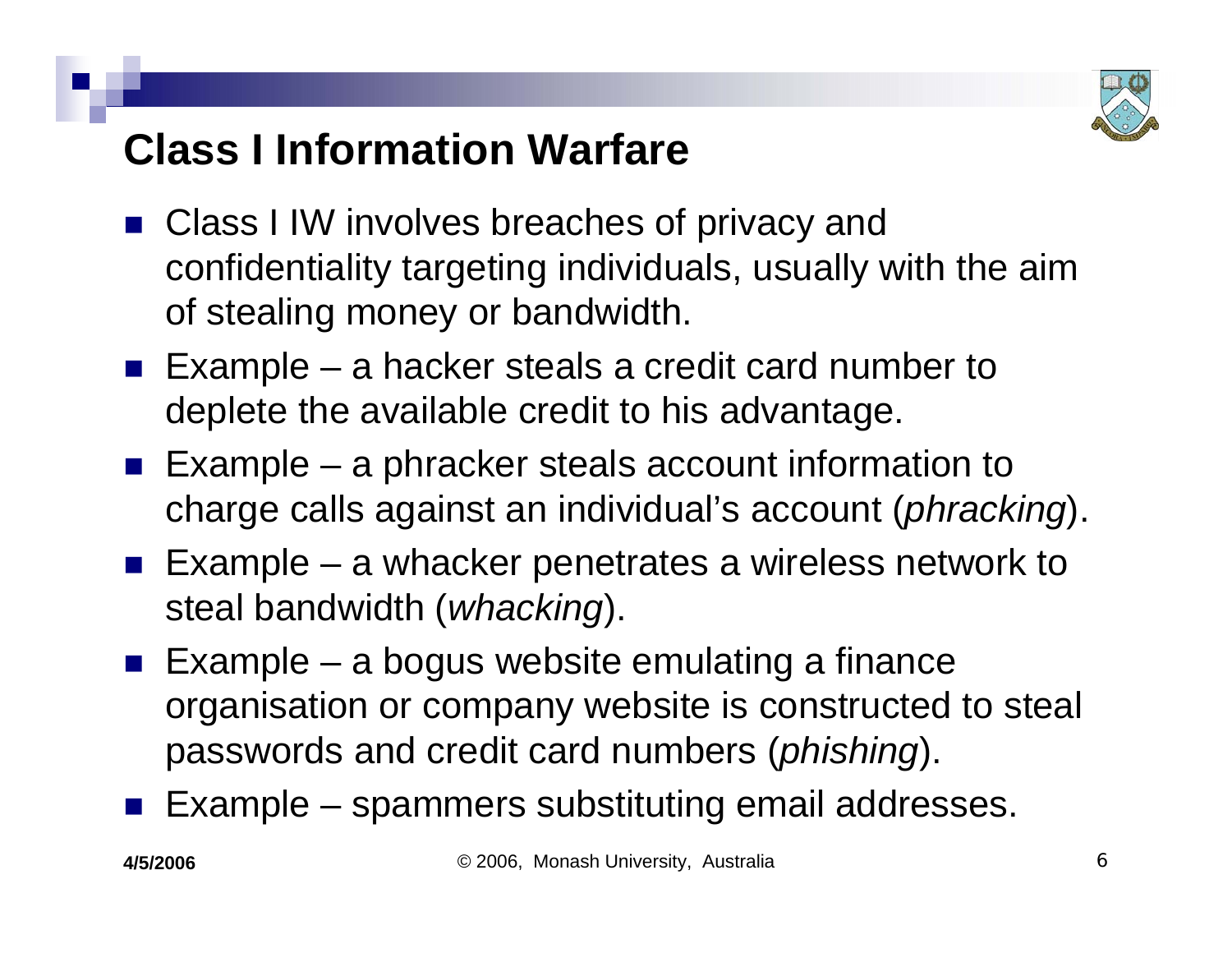# Class I Information Warfare

- Class I IW involves breaches of privacy and confidentiality targeting individuals, usually with the aim of stealing money or bandwidth.
- Example – a hacker steals a credit card number to deplete the available credit to his advantage.
- Example – a phracker steals account information to charge calls against an individual's account (*phracking*).
- Example – a whacker penetrates a wireless network to steal bandwidth (*whacking*).
- Example – a bogus website emulating a finance organisation or company website is constructed to steal passwords and credit card numbers (*phishing*).
- Example – spammers substituting email addresses.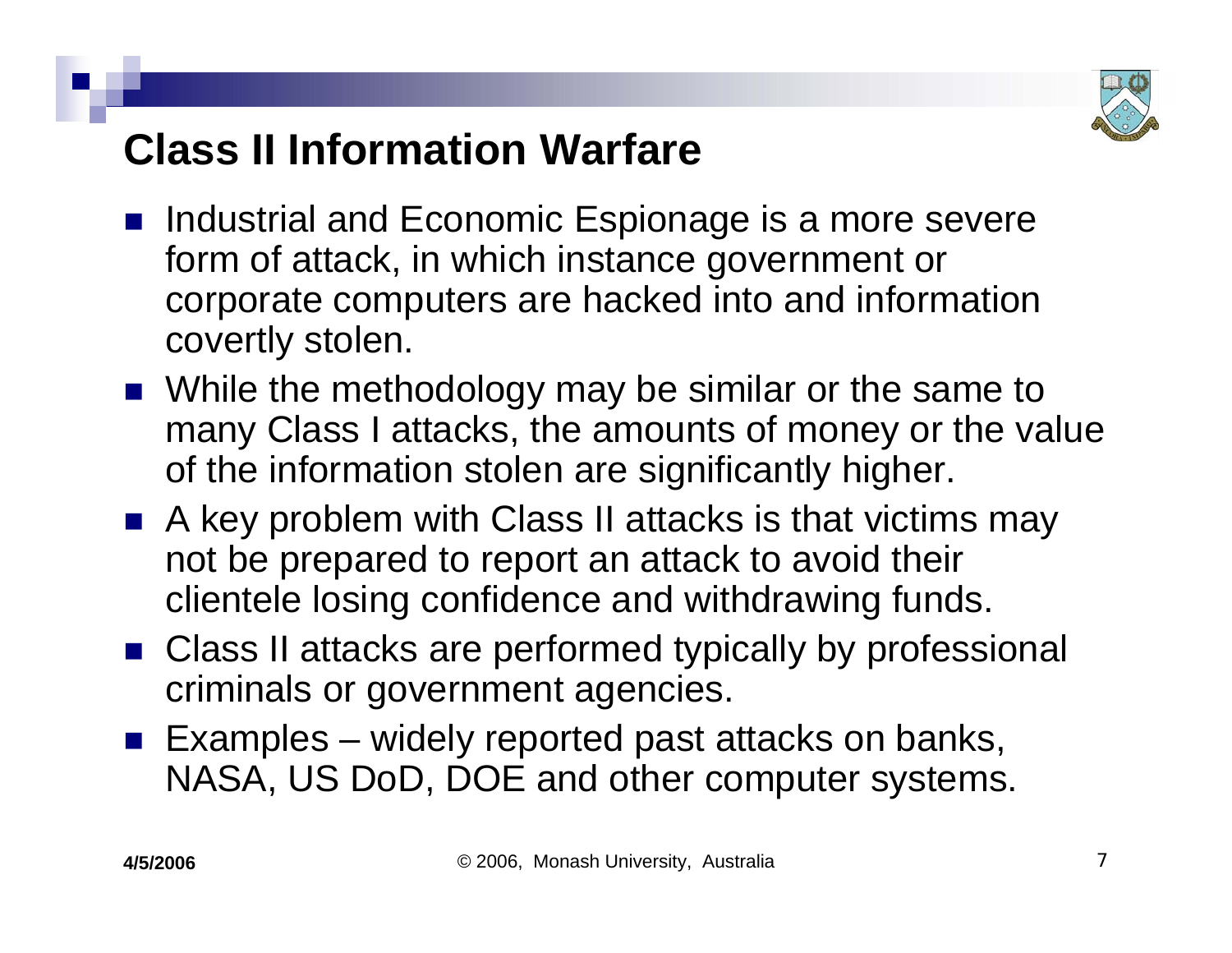# Class II Information Warfare

- Industrial and Economic Espionage is a more severe form of attack, in which instance government or corporate computers are hacked into and information covertly stolen.
- While the methodology may be similar or the same to many Class I attacks, the amounts of money or the value of the information stolen are significantly higher.
- A key problem with Class II attacks is that victims may not be prepared to report an attack to avoid their clientele losing confidence and withdrawing funds.
- Class II attacks are performed typically by professional criminals or government agencies.
- Examples – widely reported past attacks on banks, NASA, US DoD, DOE and other computer systems.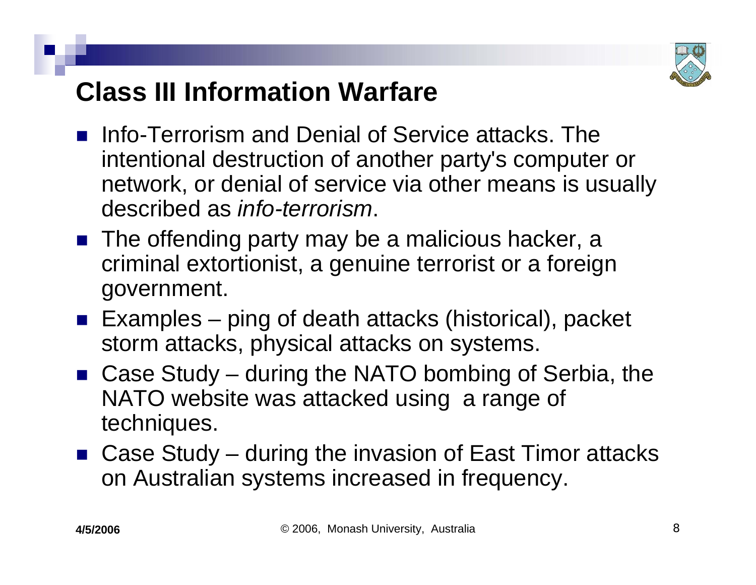## Class III Information Warfare

- Info-Terrorism and Denial of Service attacks. The intentional destruction of another party's computer or network, or denial of service via other means is usually described as *info-terrorism*.
- The offending party may be a malicious hacker, a criminal extortionist, a genuine terrorist or a foreign government.
- Examples – ping of death attacks (historical), packet storm attacks, physical attacks on systems.
- Case Study – during the NATO bombing of Serbia, the NATO website was attacked using a range of techniques.
- Case Study – during the invasion of East Timor attacks on Australian systems increased in frequency.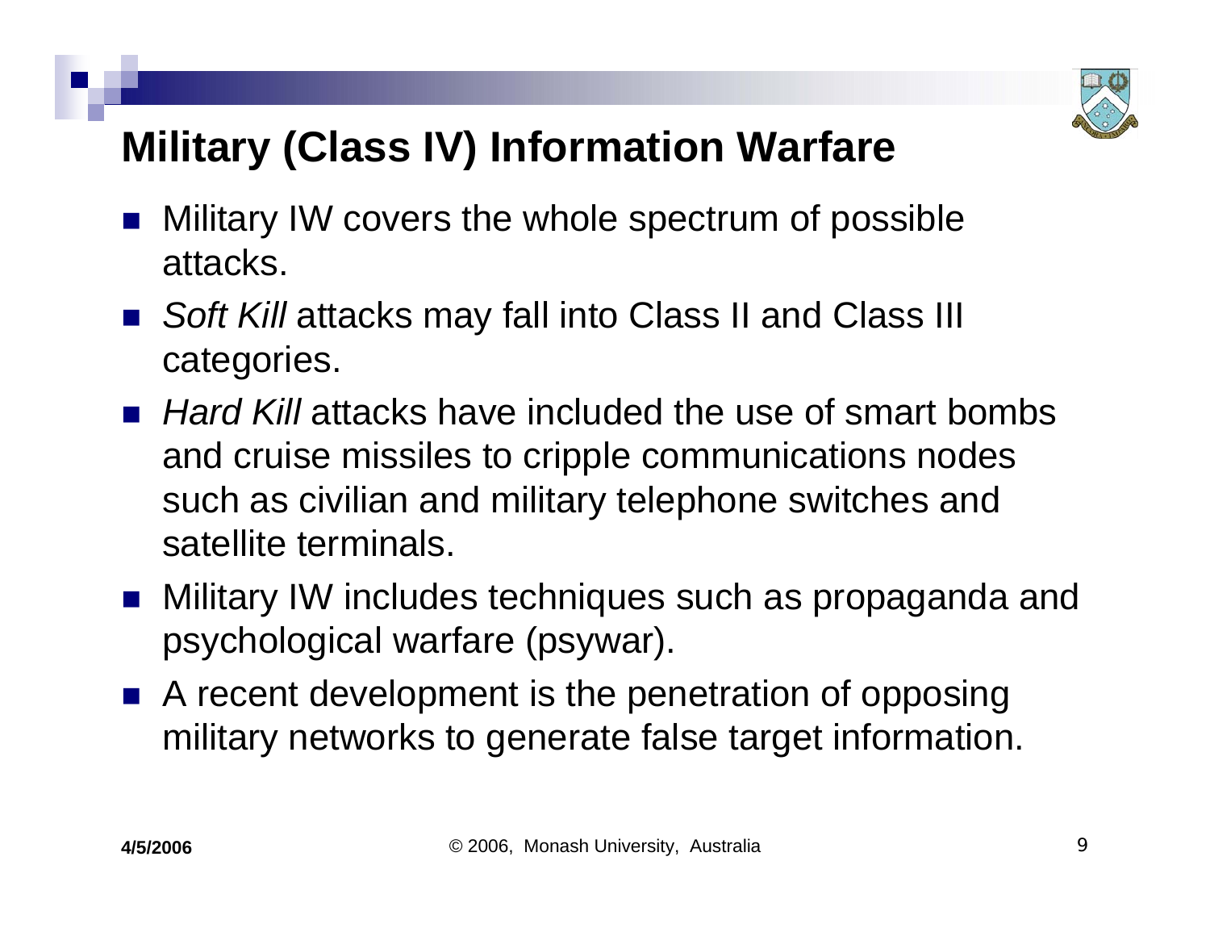# Military (Class IV) Information Warfare

- Military IW covers the whole spectrum of possible attacks.
- *Soft Kill* attacks may fall into Class II and Class III categories.
- *Hard Kill* attacks have included the use of smart bombs and cruise missiles to cripple communications nodes such as civilian and military telephone switches and satellite terminals.
- Military IW includes techniques such as propaganda and psychological warfare (psywar).
- A recent development is the penetration of opposing military networks to generate false target information.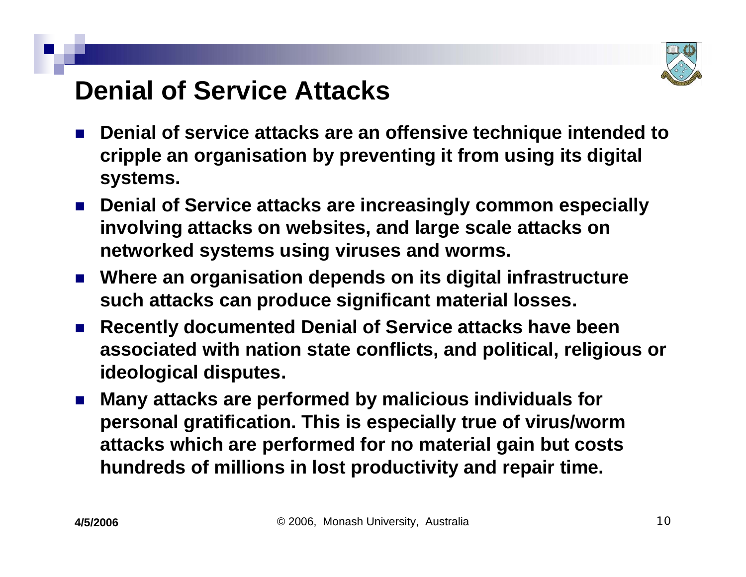# Denial of Service Attacks

- **Denial of service attacks are an offensive technique intended to cripple an organisation by preventing it from using its digital systems.**
- **Denial of Service attacks are increasingly common especially involving attacks on websites, and large scale attacks on networked systems using viruses and worms.**
- **Where an organisation depends on its digital infrastructure such attacks can produce significant material losses.**
- **Recently documented Denial of Service attacks have been associated with nation state conflicts, and political, religious or ideological disputes.**
- **Many attacks are performed by malicious individuals for personal gratification. This is especially true of virus/worm attacks which are performed for no material gain but costs hundreds of millions in lost productivity and repair time.**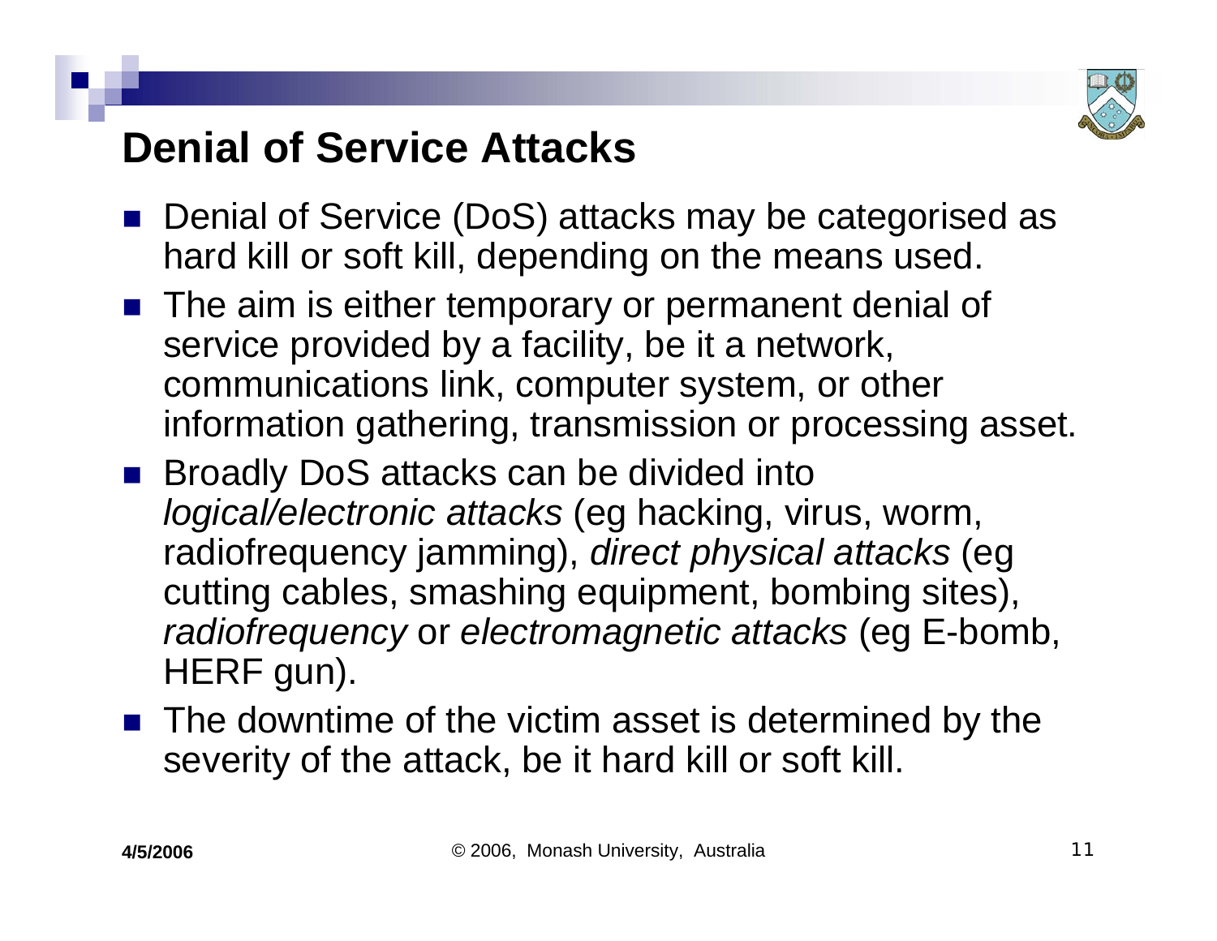# Denial of Service Attacks

- Denial of Service (DoS) attacks may be categorised as hard kill or soft kill, depending on the means used.
- The aim is either temporary or permanent denial of service provided by a facility, be it a network, communications link, computer system, or other information gathering, transmission or processing asset.
- Broadly DoS attacks can be divided into *logical/electronic attacks* (eg hacking, virus, worm, radiofrequency jamming), *direct physical attacks* (eg cutting cables, smashing equipment, bombing sites), *radiofrequency* or *electromagnetic attacks* (eg E-bomb, HERF gun).
- The downtime of the victim asset is determined by the severity of the attack, be it hard kill or soft kill.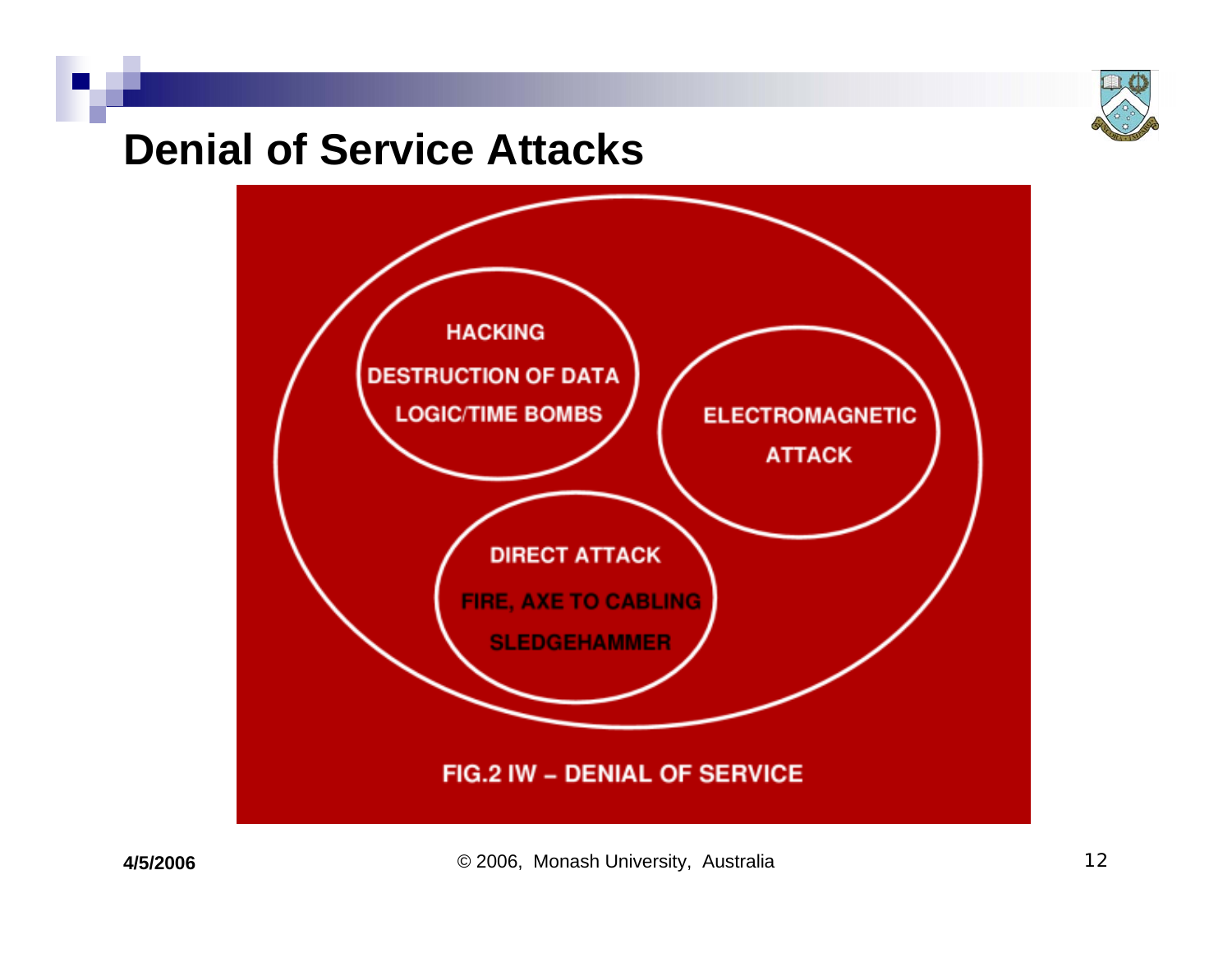# Denial of Service Attacks

HACKING

DESTRUCTION OF DATA

LOGIC/TIME BOMBS

ELECTROMAGNETIC ATTACK

DIRECT ATTACK

FIRE, AXE TO CABLING

SLEDGEHAMMER

FIG.2 IW – DENIAL OF SERVICE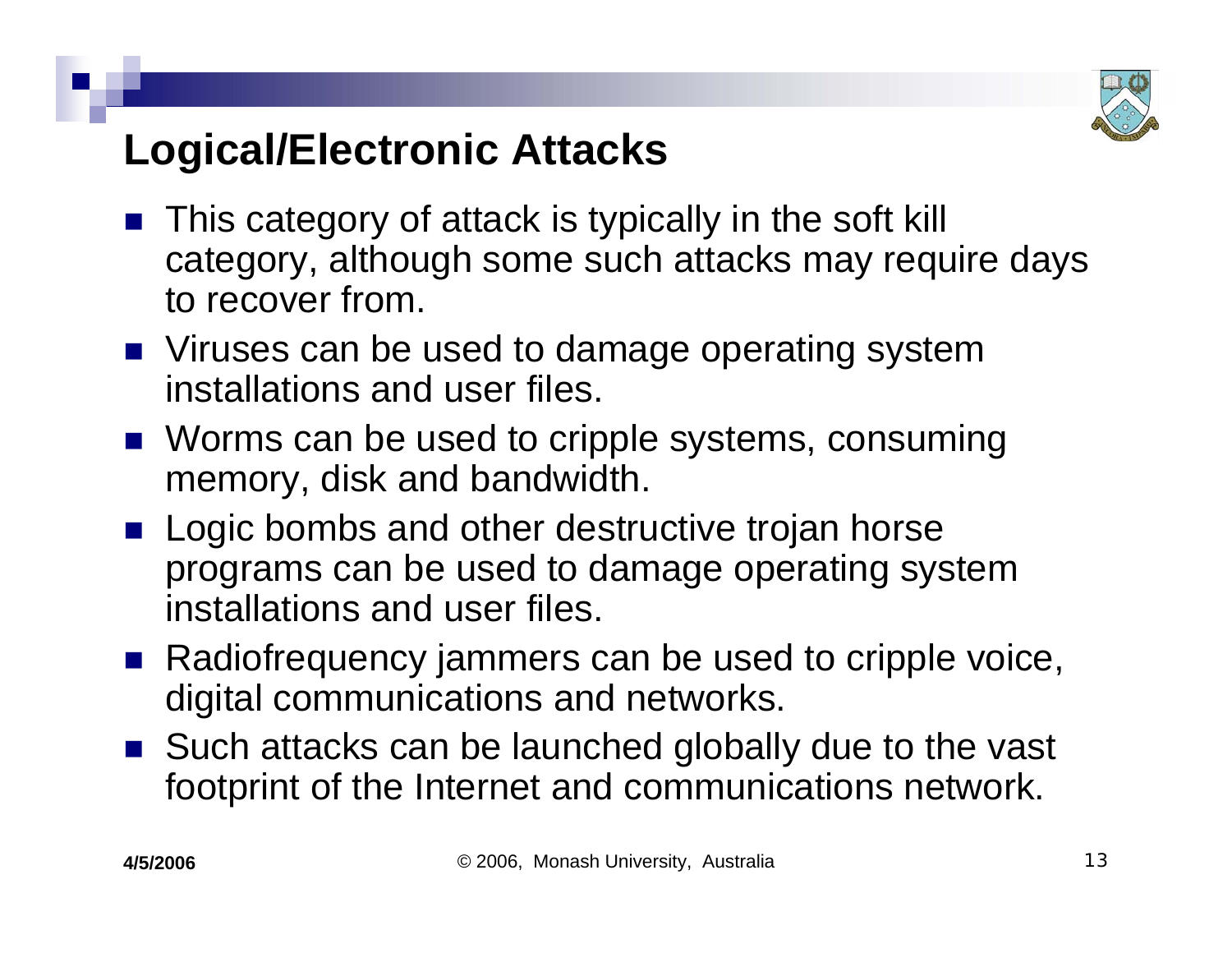# Logical/Electronic Attacks

- This category of attack is typically in the soft kill category, although some such attacks may require days to recover from.
- Viruses can be used to damage operating system installations and user files.
- Worms can be used to cripple systems, consuming memory, disk and bandwidth.
- Logic bombs and other destructive trojan horse programs can be used to damage operating system installations and user files.
- Radiofrequency jammers can be used to cripple voice, digital communications and networks.
- Such attacks can be launched globally due to the vast footprint of the Internet and communications network.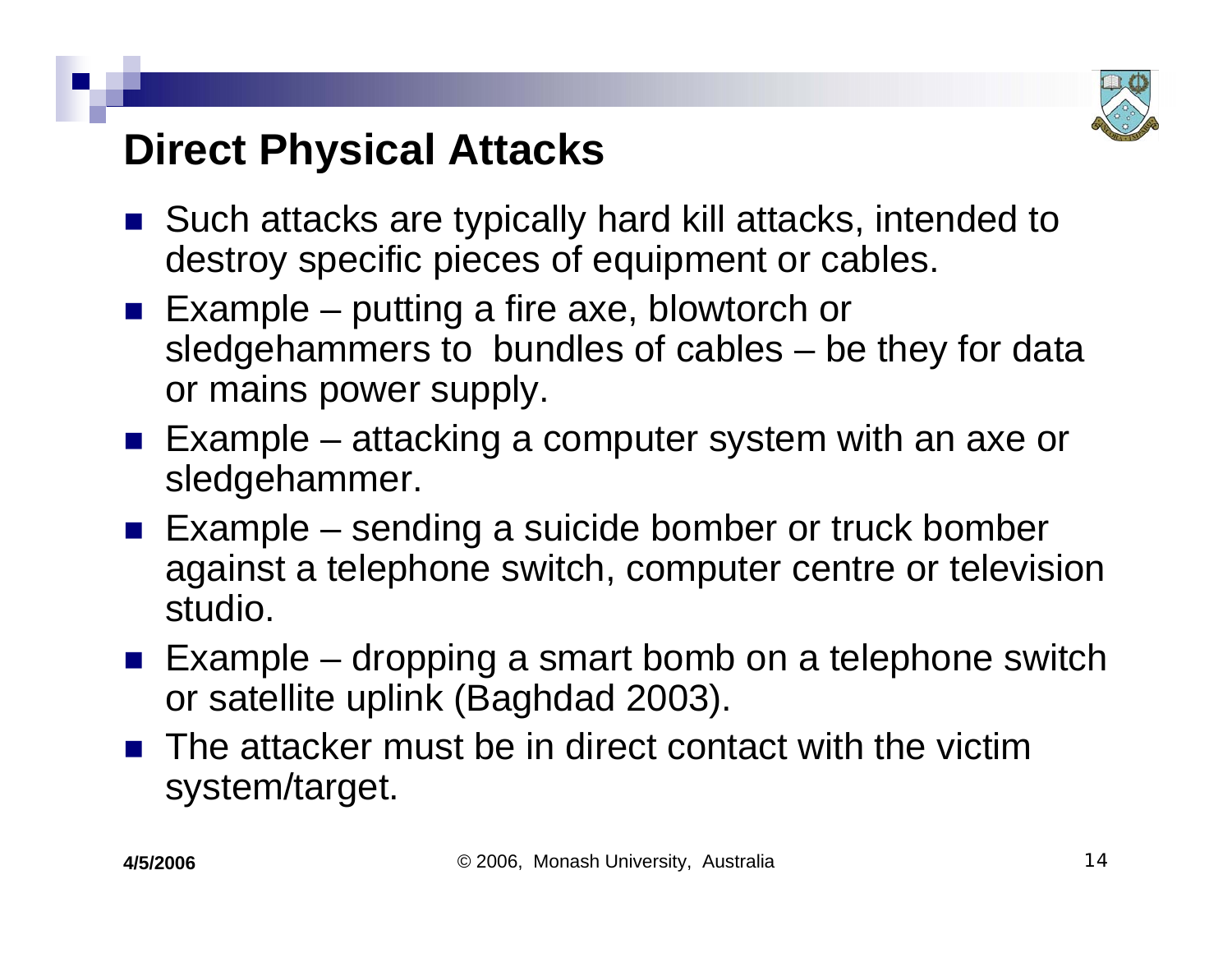# Direct Physical Attacks

- Such attacks are typically hard kill attacks, intended to destroy specific pieces of equipment or cables.
- Example – putting a fire axe, blowtorch or sledgehammers to bundles of cables – be they for data or mains power supply.
- Example – attacking a computer system with an axe or sledgehammer.
- Example – sending a suicide bomber or truck bomber against a telephone switch, computer centre or television studio.
- Example – dropping a smart bomb on a telephone switch or satellite uplink (Baghdad 2003).
- The attacker must be in direct contact with the victim system/target.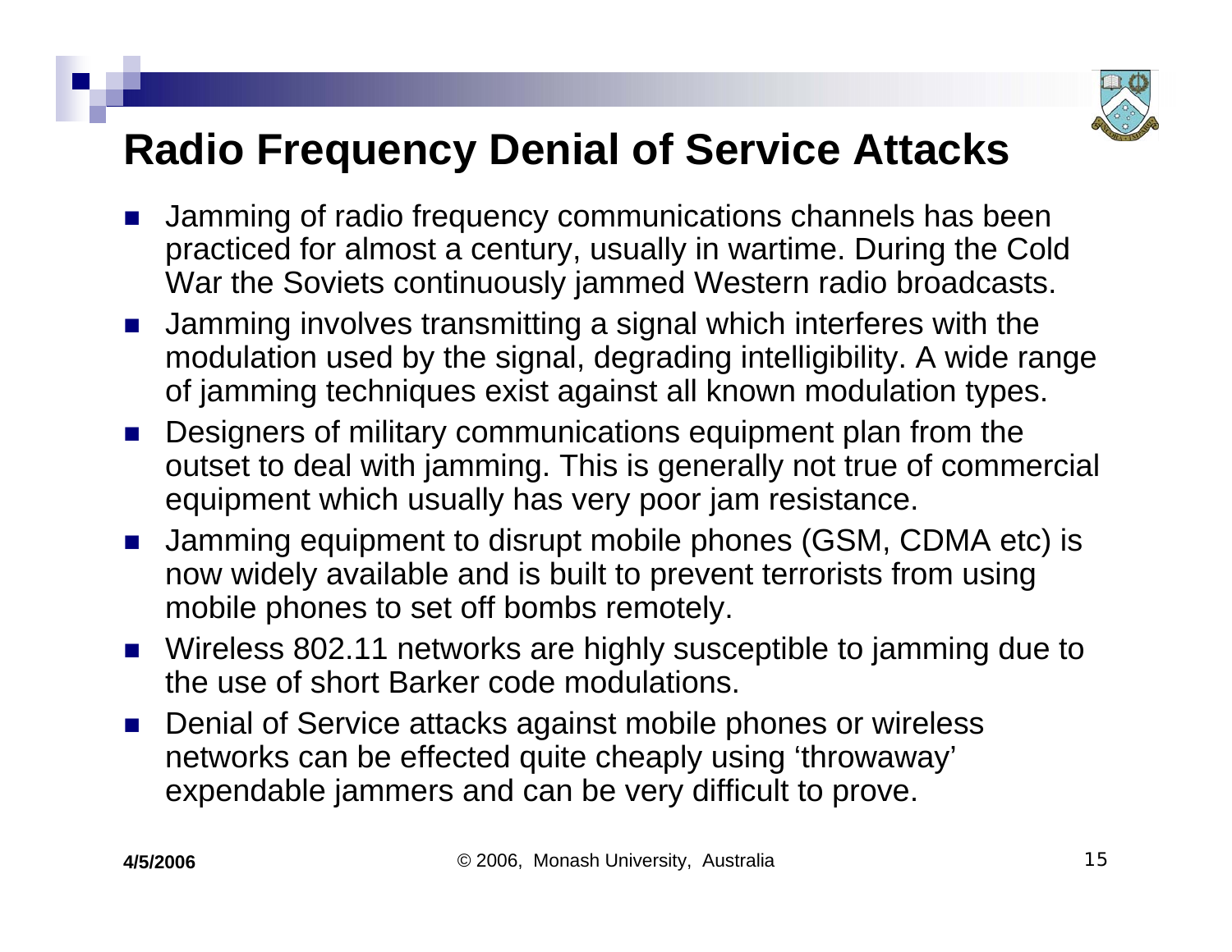# Radio Frequency Denial of Service Attacks

- Jamming of radio frequency communications channels has been practiced for almost a century, usually in wartime. During the Cold War the Soviets continuously jammed Western radio broadcasts.
- Jamming involves transmitting a signal which interferes with the modulation used by the signal, degrading intelligibility. A wide range of jamming techniques exist against all known modulation types.
- Designers of military communications equipment plan from the outset to deal with jamming. This is generally not true of commercial equipment which usually has very poor jam resistance.
- Jamming equipment to disrupt mobile phones (GSM, CDMA etc) is now widely available and is built to prevent terrorists from using mobile phones to set off bombs remotely.
- Wireless 802.11 networks are highly susceptible to jamming due to the use of short Barker code modulations.
- Denial of Service attacks against mobile phones or wireless networks can be effected quite cheaply using 'throwaway' expendable jammers and can be very difficult to prove.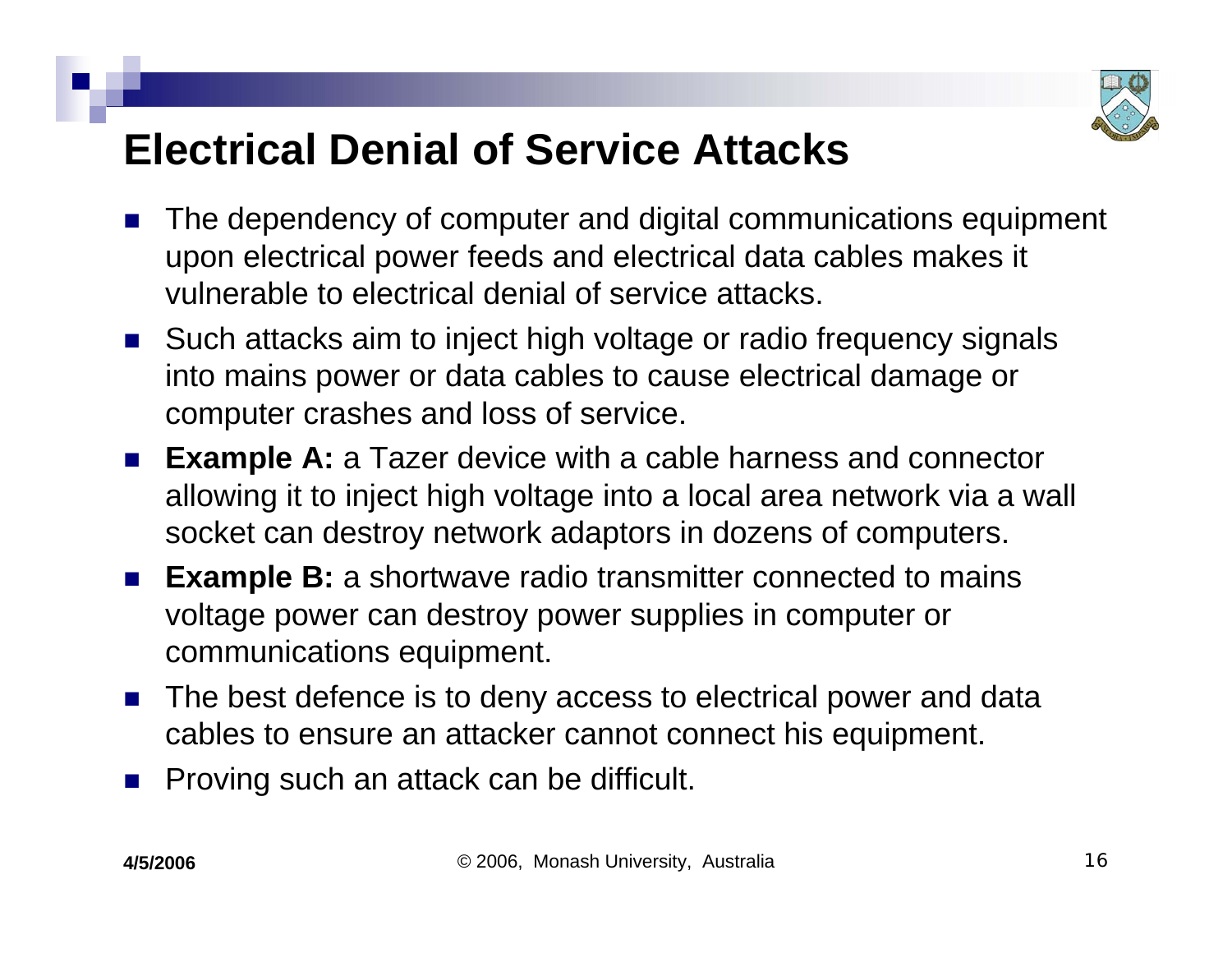# Electrical Denial of Service Attacks

- The dependency of computer and digital communications equipment upon electrical power feeds and electrical data cables makes it vulnerable to electrical denial of service attacks.
- Such attacks aim to inject high voltage or radio frequency signals into mains power or data cables to cause electrical damage or computer crashes and loss of service.
- **Example A:** a Tazer device with a cable harness and connector allowing it to inject high voltage into a local area network via a wall socket can destroy network adaptors in dozens of computers.
- **Example B:** a shortwave radio transmitter connected to mains voltage power can destroy power supplies in computer or communications equipment.
- The best defence is to deny access to electrical power and data cables to ensure an attacker cannot connect his equipment.
- Proving such an attack can be difficult.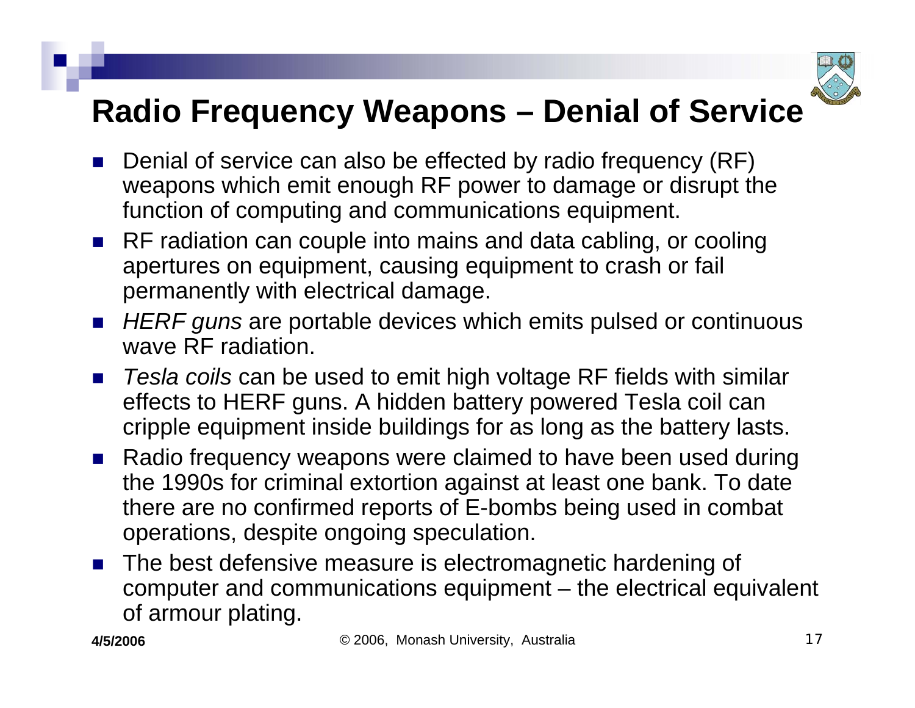# Radio Frequency Weapons – Denial of Service

- Denial of service can also be effected by radio frequency (RF) weapons which emit enough RF power to damage or disrupt the function of computing and communications equipment.
- RF radiation can couple into mains and data cabling, or cooling apertures on equipment, causing equipment to crash or fail permanently with electrical damage.
- *HERF guns* are portable devices which emits pulsed or continuous wave RF radiation.
- *Tesla coils* can be used to emit high voltage RF fields with similar effects to HERF guns. A hidden battery powered Tesla coil can cripple equipment inside buildings for as long as the battery lasts.
- Radio frequency weapons were claimed to have been used during the 1990s for criminal extortion against at least one bank. To date there are no confirmed reports of E-bombs being used in combat operations, despite ongoing speculation.
- The best defensive measure is electromagnetic hardening of computer and communications equipment – the electrical equivalent of armour plating.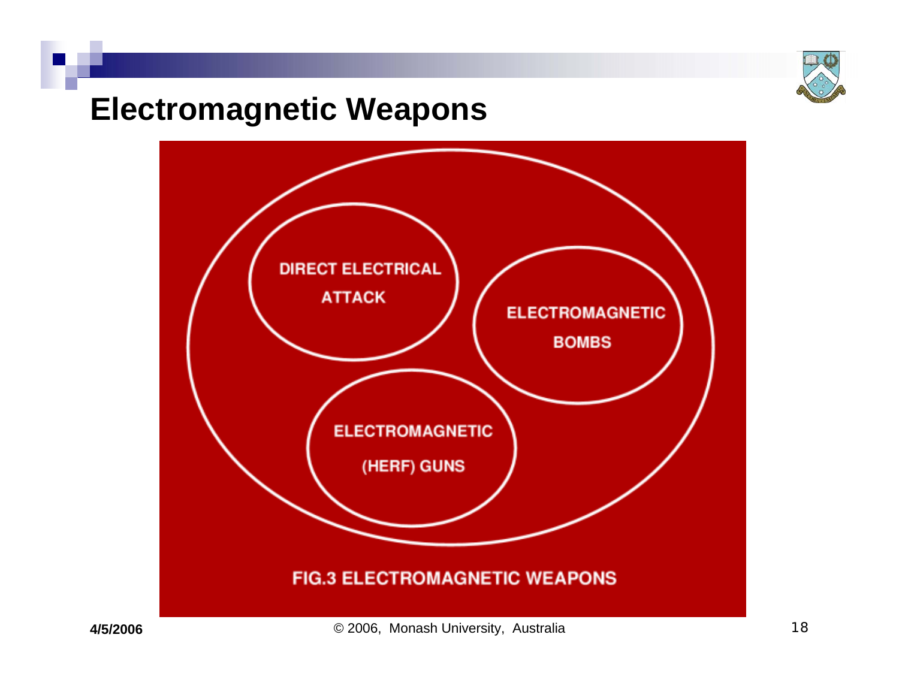# Electromagnetic Weapons

DIRECT ELECTRICAL ATTACK

ELECTROMAGNETIC BOMBS

ELECTROMAGNETIC (HERF) GUNS

FIG.3 ELECTROMAGNETIC WEAPONS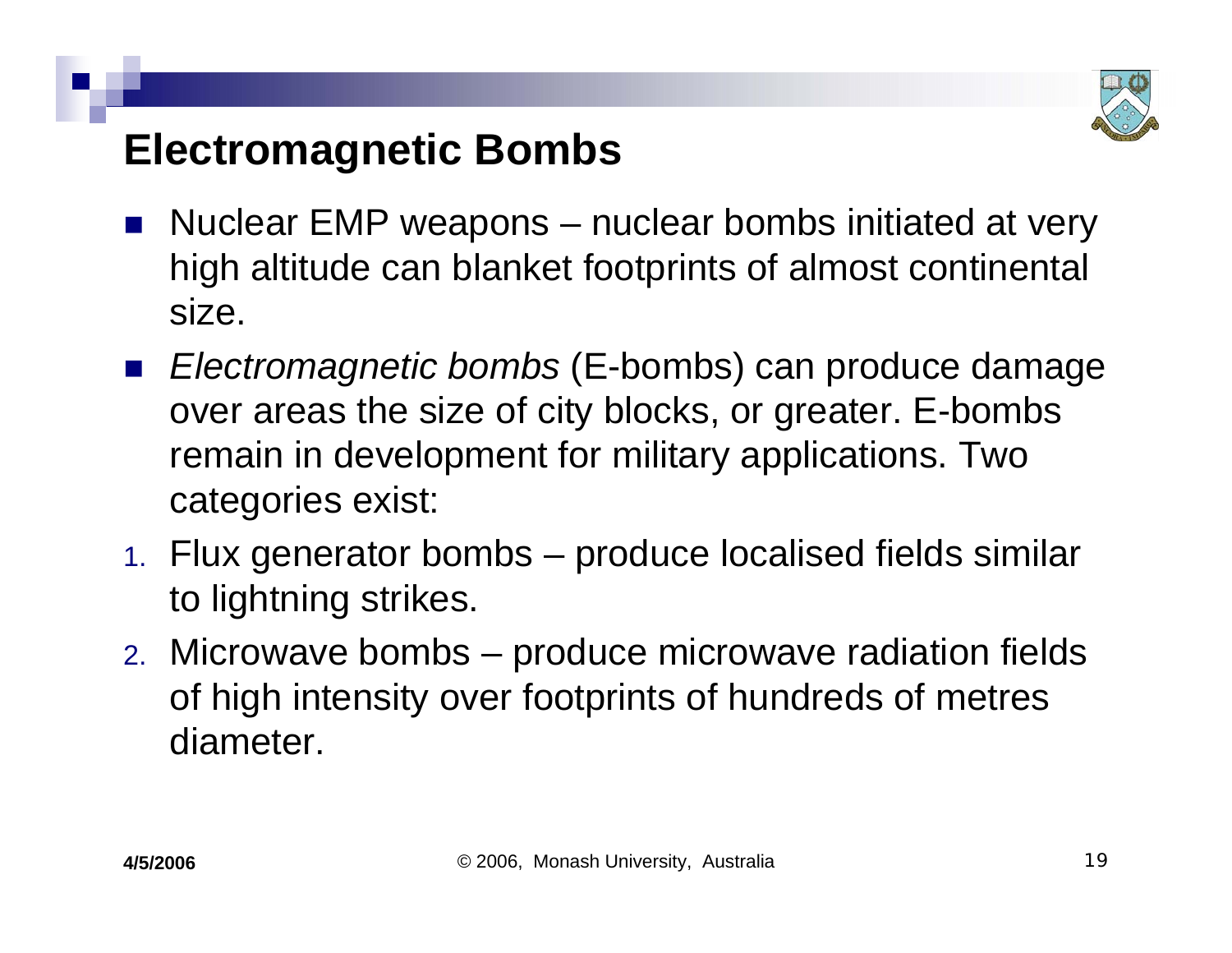# Electromagnetic Bombs

- Nuclear EMP weapons – nuclear bombs initiated at very high altitude can blanket footprints of almost continental size.
- *Electromagnetic bombs* (E-bombs) can produce damage over areas the size of city blocks, or greater. E-bombs remain in development for military applications. Two categories exist:

1. Flux generator bombs – produce localised fields similar to lightning strikes.
2. Microwave bombs – produce microwave radiation fields of high intensity over footprints of hundreds of metres diameter.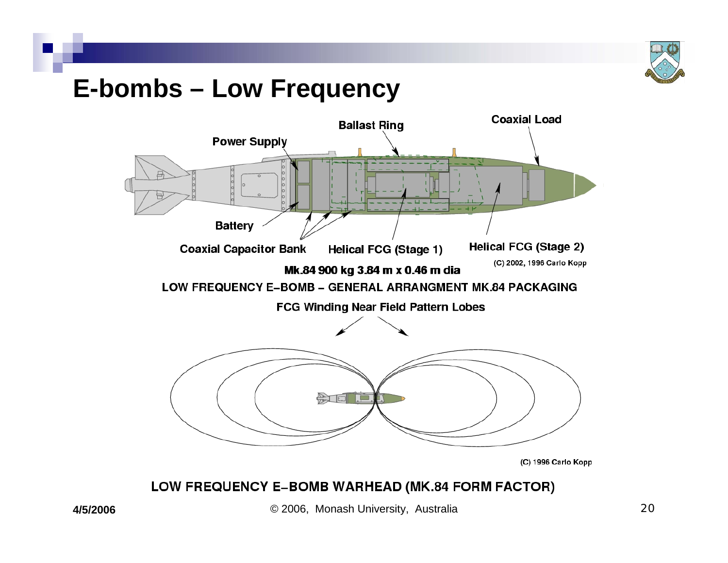# E-bombs – Low Frequency

Ballast Ring

Coaxial Load

Power Supply

Battery

Coaxial Capacitor Bank

Helical FCG (Stage 1)

Helical FCG (Stage 2)

(C) 2002, 1996 Carlo Kopp

Mk.84 900 kg 3.84 m x 0.46 m dia

LOW FREQUENCY E–BOMB – GENERAL ARRANGMENT MK.84 PACKAGING

FCG Winding Near Field Pattern Lobes

(C) 1996 Carlo Kopp

LOW FREQUENCY E–BOMB WARHEAD (MK.84 FORM FACTOR)

4/5/2006

© 2006, Monash University, Australia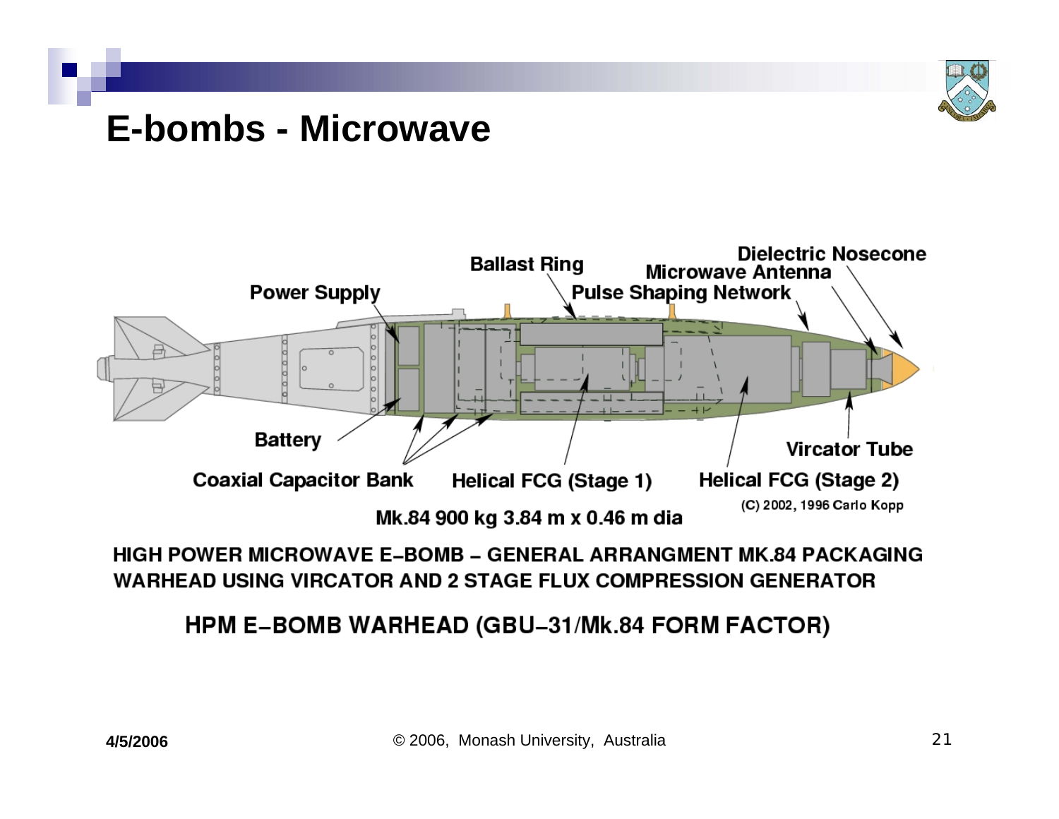# E-bombs - Microwave

Ballast Ring

Power Supply

Pulse Shaping Network

Microwave Antenna

Dielectric Nosecone

Battery

Coaxial Capacitor Bank

Helical FCG (Stage 1)

Helical FCG (Stage 2)

Vircator Tube

(C) 2002, 1996 Carlo Kopp

Mk.84 900 kg 3.84 m x 0.46 m dia

HIGH POWER MICROWAVE E–BOMB – GENERAL ARRANGMENT MK.84 PACKAGING WARHEAD USING VIRCATOR AND 2 STAGE FLUX COMPRESSION GENERATOR

HPM E–BOMB WARHEAD (GBU–31/Mk.84 FORM FACTOR)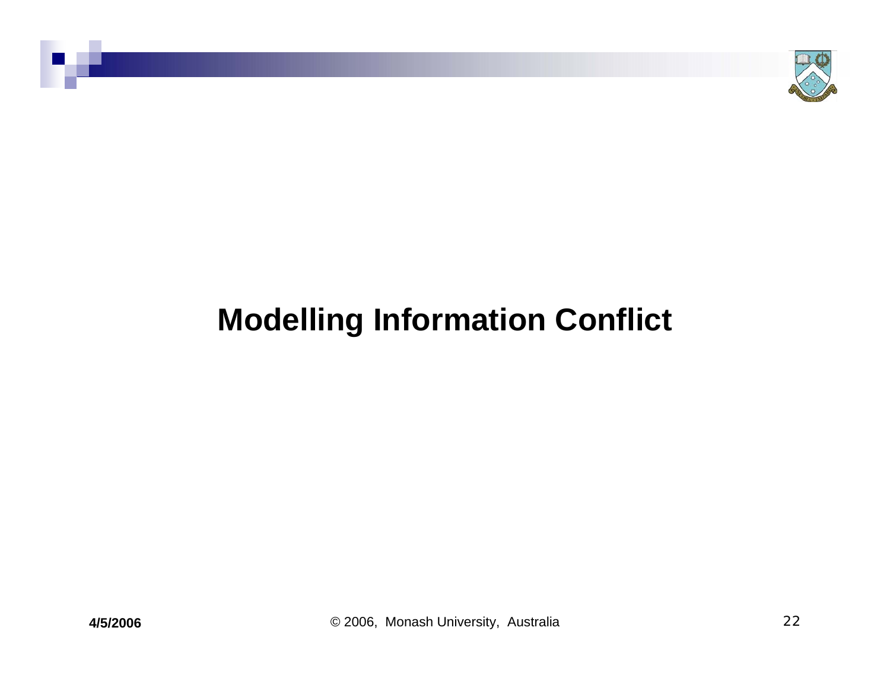# Modelling Information Conflict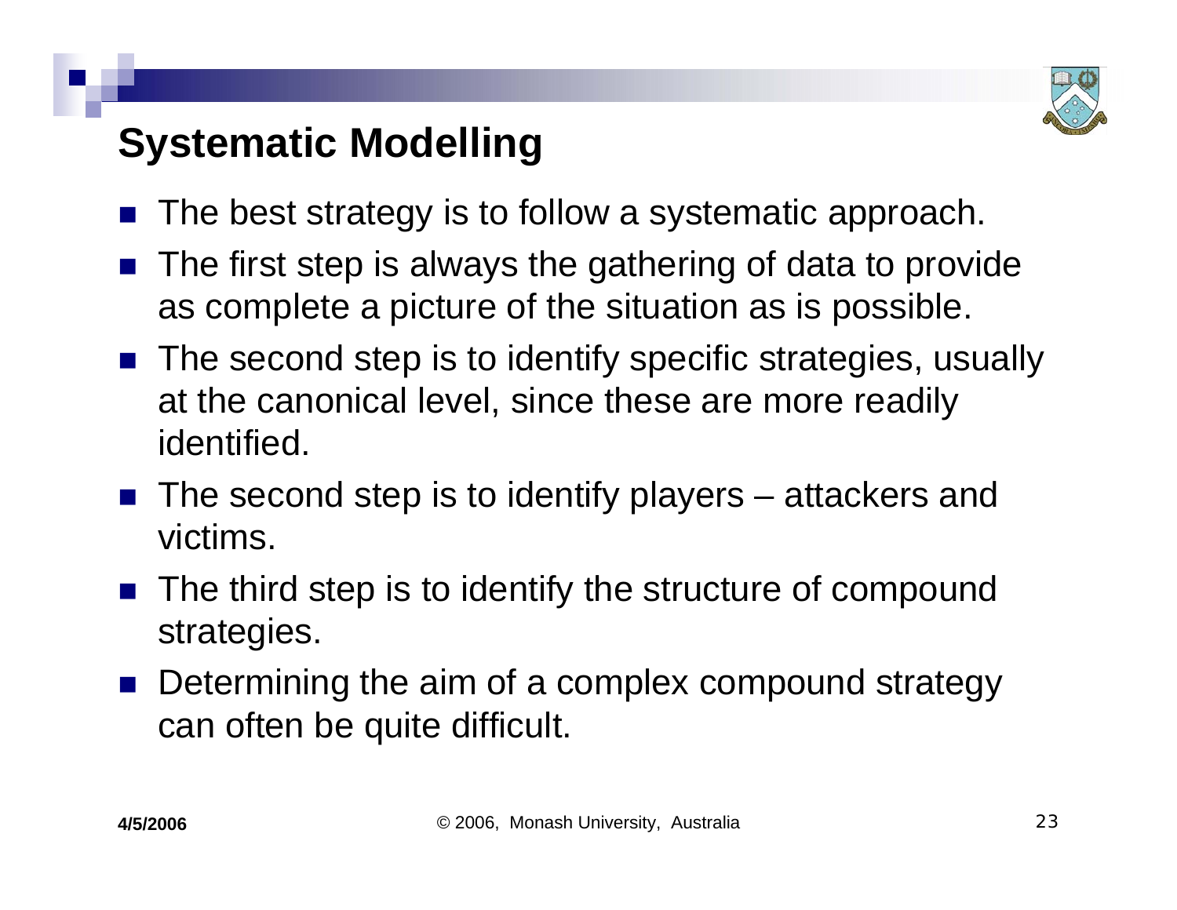# Systematic Modelling

- The best strategy is to follow a systematic approach.
- The first step is always the gathering of data to provide as complete a picture of the situation as is possible.
- The second step is to identify specific strategies, usually at the canonical level, since these are more readily identified.
- The second step is to identify players – attackers and victims.
- The third step is to identify the structure of compound strategies.
- Determining the aim of a complex compound strategy can often be quite difficult.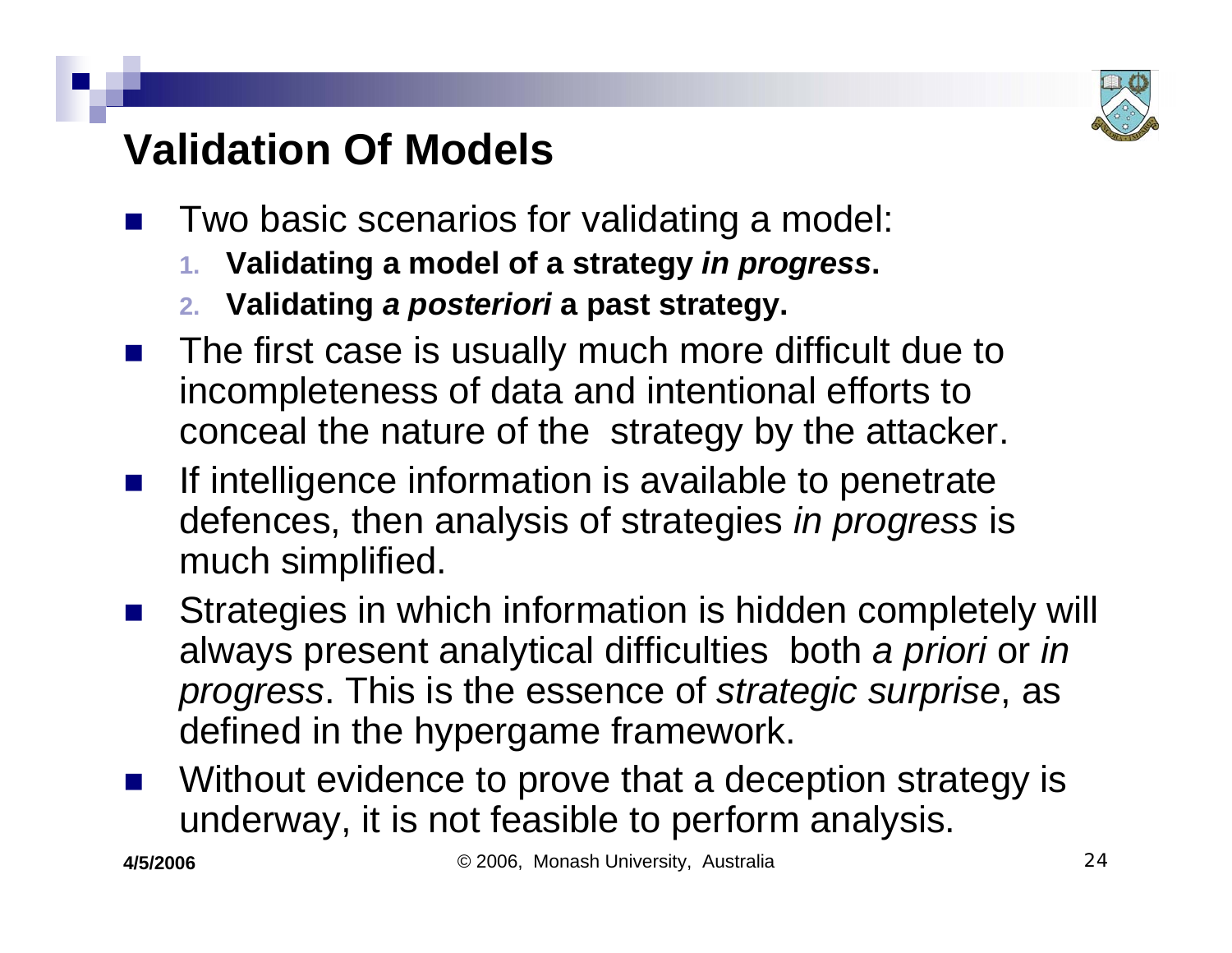# Validation Of Models

- Two basic scenarios for validating a model:
  1. **Validating a model of a strategy *in progress*.**
  2. **Validating *a posteriori* a past strategy.**
- The first case is usually much more difficult due to incompleteness of data and intentional efforts to conceal the nature of the strategy by the attacker.
- If intelligence information is available to penetrate defences, then analysis of strategies *in progress* is much simplified.
- Strategies in which information is hidden completely will always present analytical difficulties both *a priori* or *in progress*. This is the essence of *strategic surprise*, as defined in the hypergame framework.
- Without evidence to prove that a deception strategy is underway, it is not feasible to perform analysis.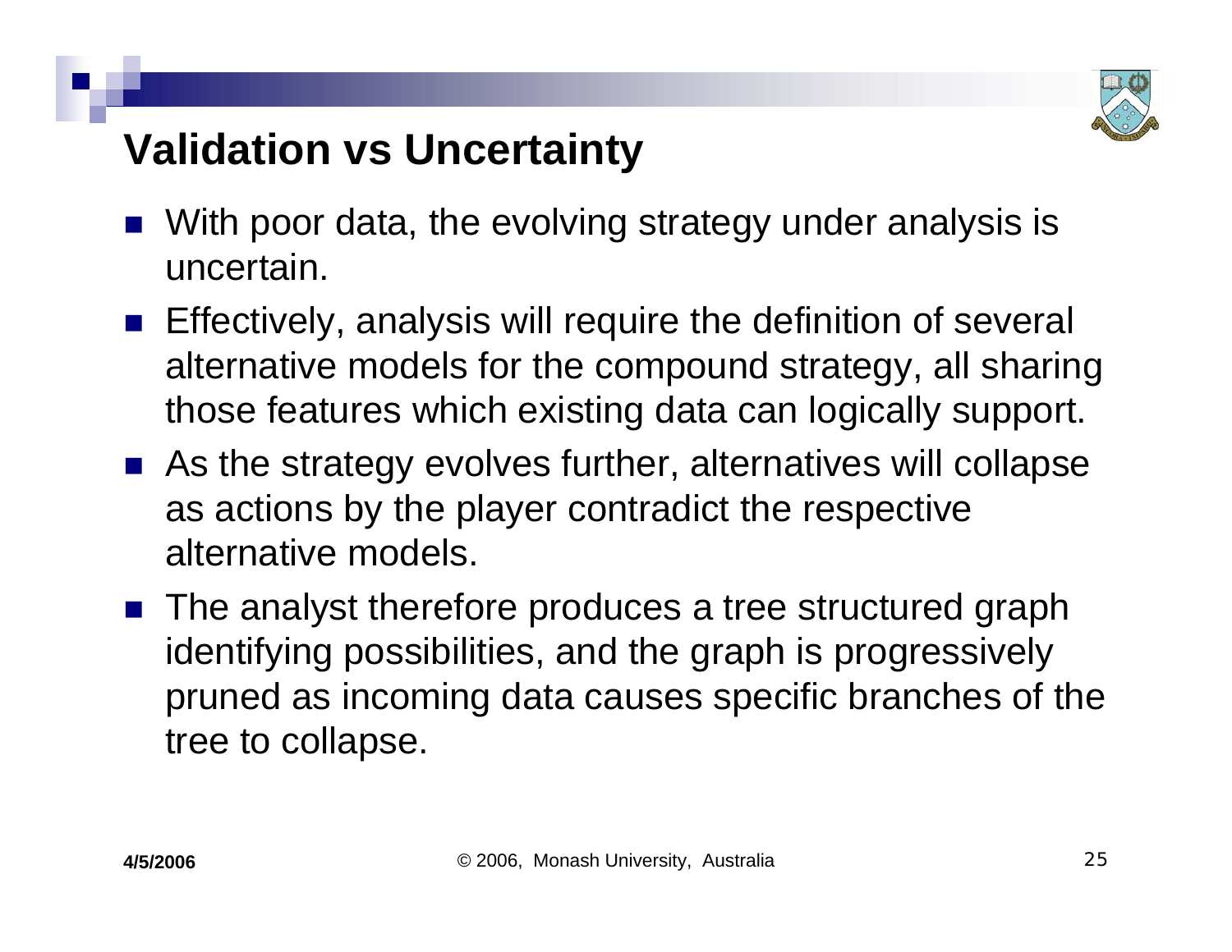# Validation vs Uncertainty

- With poor data, the evolving strategy under analysis is uncertain.
- Effectively, analysis will require the definition of several alternative models for the compound strategy, all sharing those features which existing data can logically support.
- As the strategy evolves further, alternatives will collapse as actions by the player contradict the respective alternative models.
- The analyst therefore produces a tree structured graph identifying possibilities, and the graph is progressively pruned as incoming data causes specific branches of the tree to collapse.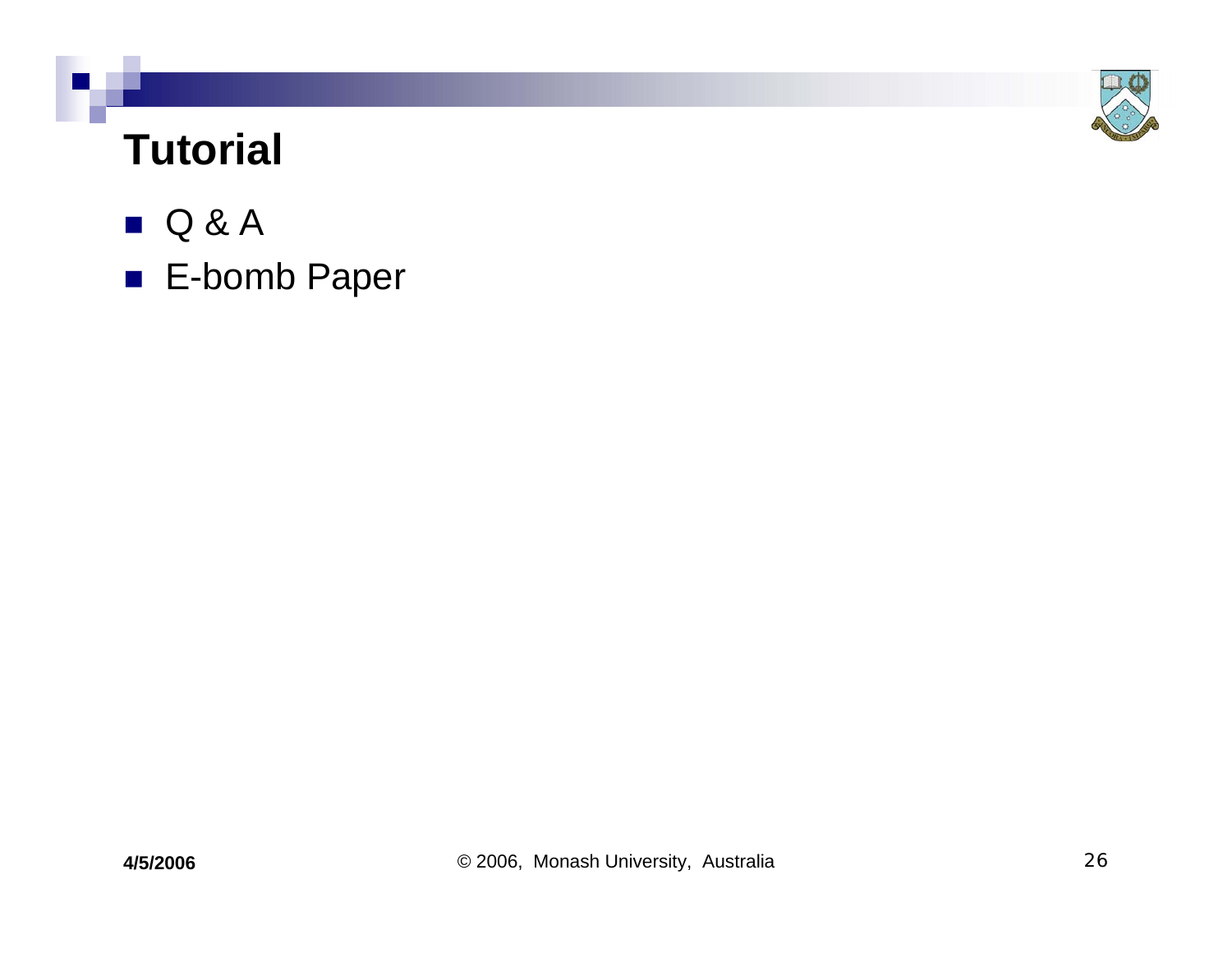# Tutorial

- Q & A
- E-bomb Paper